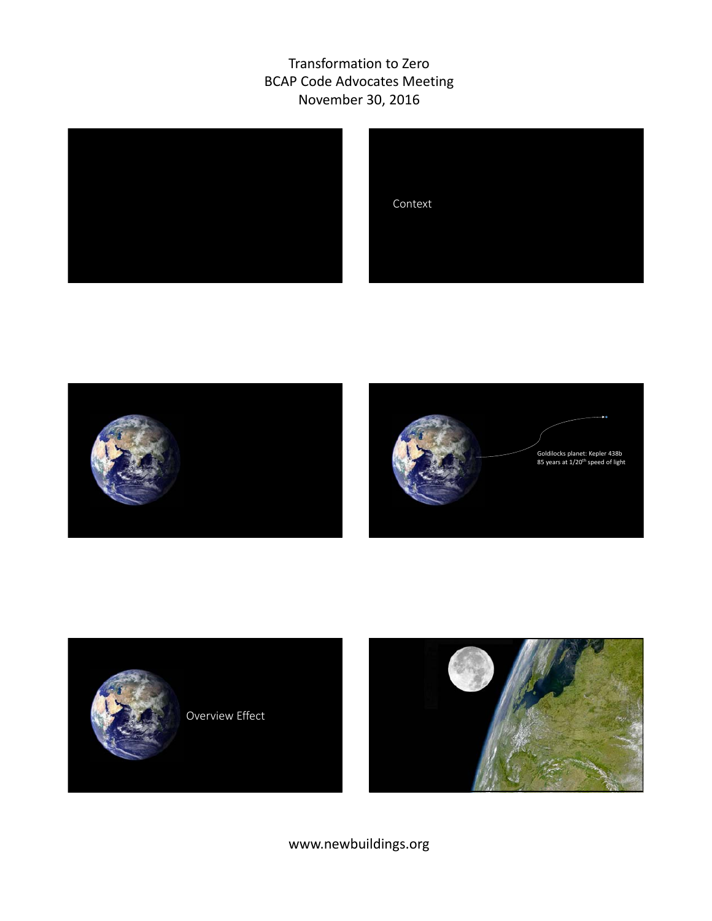# Transformation to Zero
## BCAP Code Advocates Meeting
## November 30, 2016

Context

Goldilocks planet: Kepler 438b
85 years at 1/20th speed of light

Overview Effect

www.newbuildings.org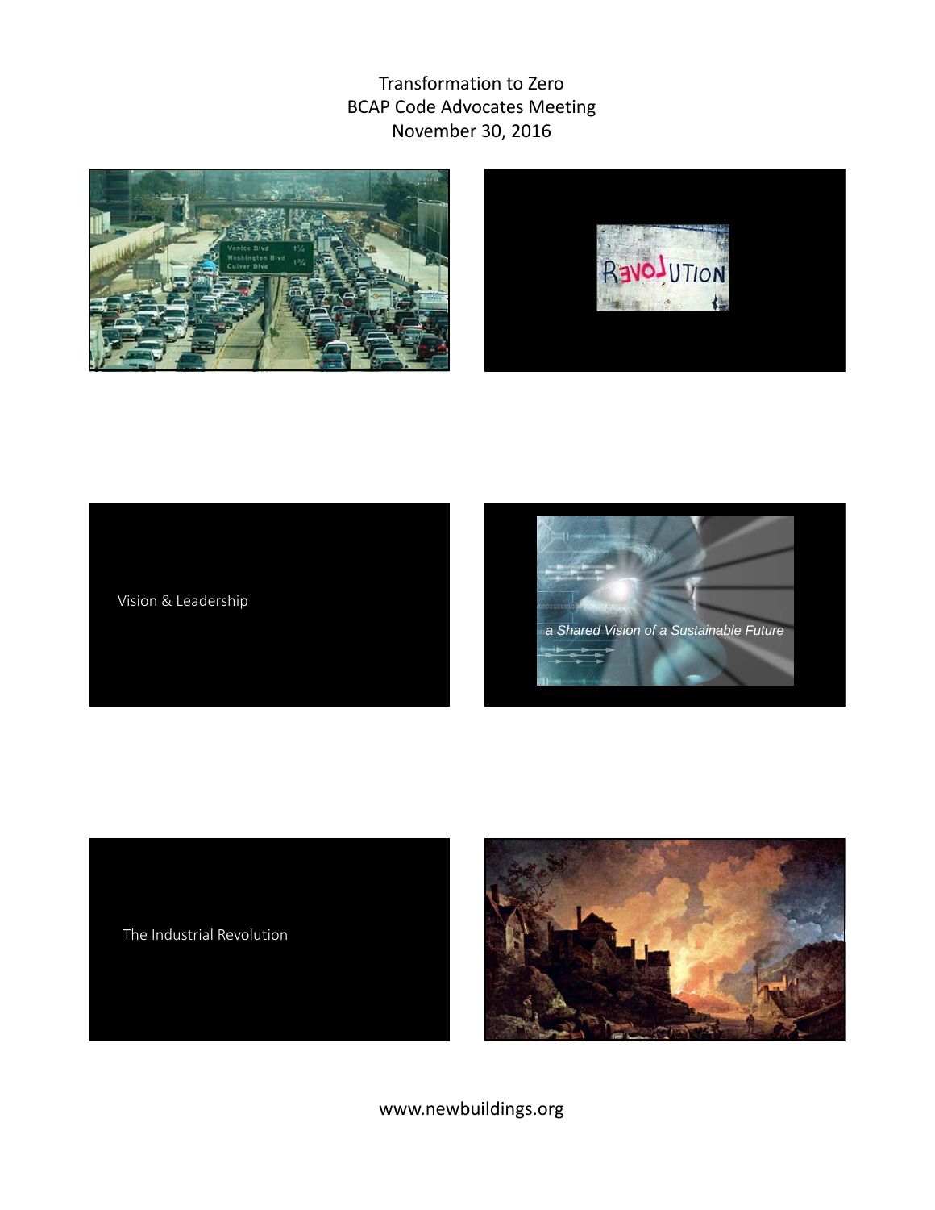Transformation to Zero
BCAP Code Advocates Meeting
November 30, 2016

Vision & Leadership

a Shared Vision of a Sustainable Future

The Industrial Revolution

www.newbuildings.org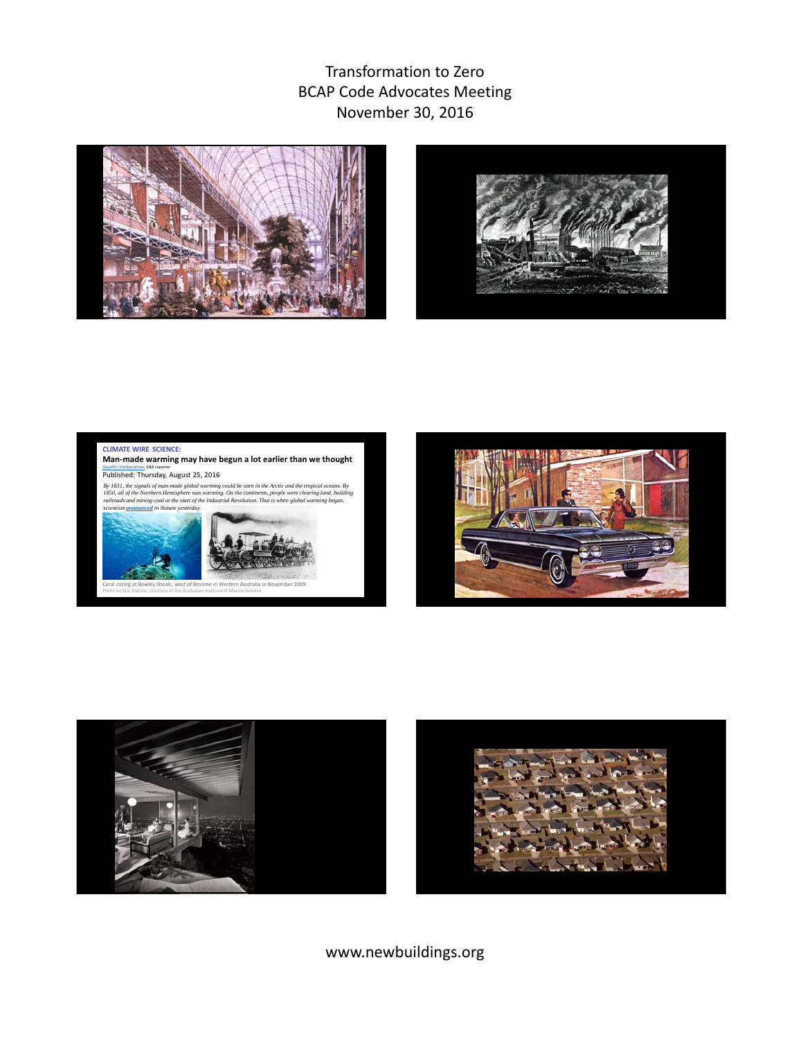Transformation to Zero
BCAP Code Advocates Meeting
November 30, 2016

CLIMATE WIRE SCIENCE:

**Man-made warming may have begun a lot earlier than we thought**

Gayathri Vaidyanathan, E&E reporter

Published: Thursday, August 25, 2016

*By 1831, the signals of man-made global warming could be seen in the Arctic and the tropical oceans. By 1850, all of the Northern Hemisphere was warming. On the continents, people were clearing land, building railroads and mining coal at the start of the Industrial Revolution. That is when global warming began, scientists announced in Nature yesterday.*

Coral coring at Rowley Shoals, west of Broome in Western Australia in November 2009.
Photo by Eric Matson, courtesy of the Australian Institute of Marine Science.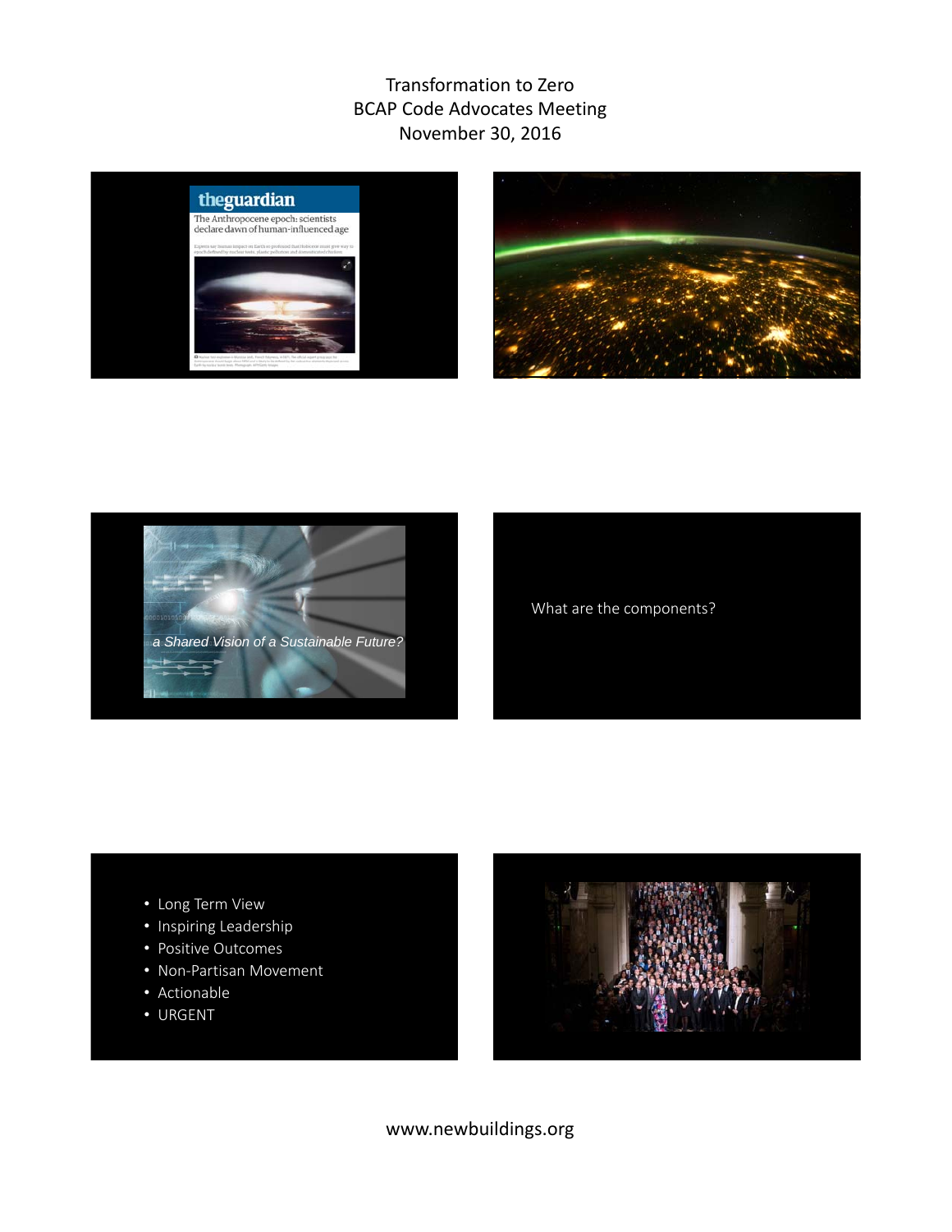Transformation to Zero
BCAP Code Advocates Meeting
November 30, 2016

theguardian

The Anthropocene epoch: scientists declare dawn of human-influenced age

*a Shared Vision of a Sustainable Future?*

What are the components?

- Long Term View
- Inspiring Leadership
- Positive Outcomes
- Non-Partisan Movement
- Actionable
- URGENT

www.newbuildings.org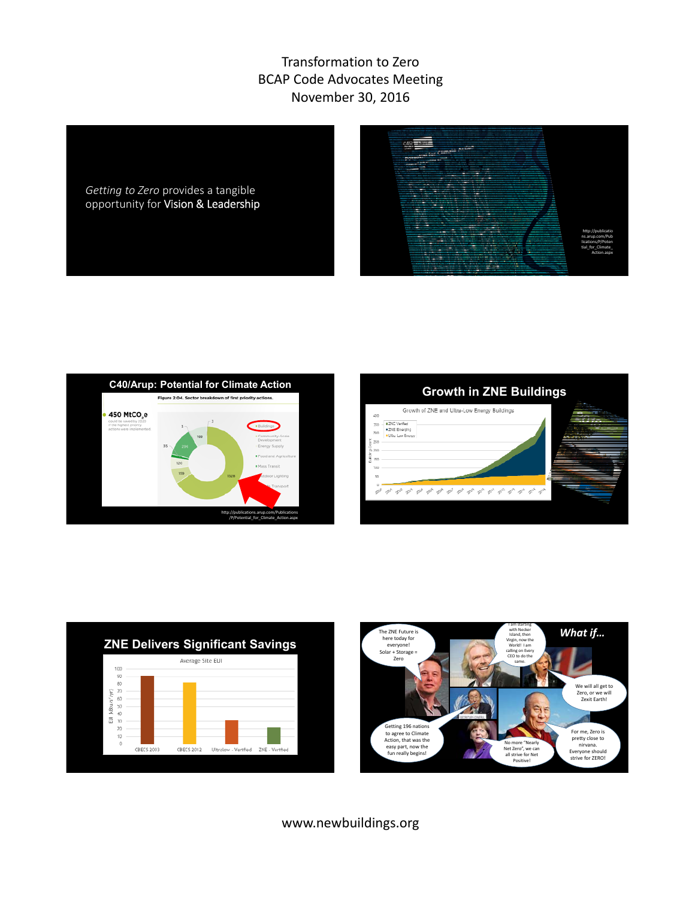# Transformation to Zero
## BCAP Code Advocates Meeting
## November 30, 2016

*Getting to Zero* provides a tangible opportunity for **Vision & Leadership**

http://publications.arup.com/Publications/P/Potential_for_Climate_Action.aspx

## C40/Arup: Potential for Climate Action

Figure 2.04. Sector breakdown of first priority actions.

**450 $MtCO_2e$** could be saved by 2020 if the highest priority actions were implemented.

- Buildings
- Community-Scale Development
- Energy Supply
- Food and Agriculture
- Mass Transit
- Outdoor Lighting
- Transport

http://publications.arup.com/Publications/P/Potential_for_Climate_Action.aspx

## Growth in ZNE Buildings

Growth of ZNE and Ultra-Low Energy Buildings

- ZNE Verified
- ZNE Emerging
- Ultra Low Energy

## ZNE Delivers Significant Savings

Average Site EUI

| | EUI (kBtu/sf/yr) |
|---|---|
| CBECS 2003 | ~91 |
| CBECS 2012 | ~83 |
| Ultralow - Verified | ~32 |
| ZNE - Verified | ~23 |

## *What if...*

The ZNE Future is here today for everyone! Solar + Storage = Zero

I am starting with Necker Island, then Virgin, now the World! I am calling on Every CEO to do the same.

We will all get to Zero, or we will Zexit Earth!

Getting 196 nations to agree to Climate Action, that was the easy part, now the fun really begins!

No more "Nearly Net Zero", we can all strive for Net Positive!

For me, Zero is pretty close to nirvana. Everyone should strive for ZERO!

www.newbuildings.org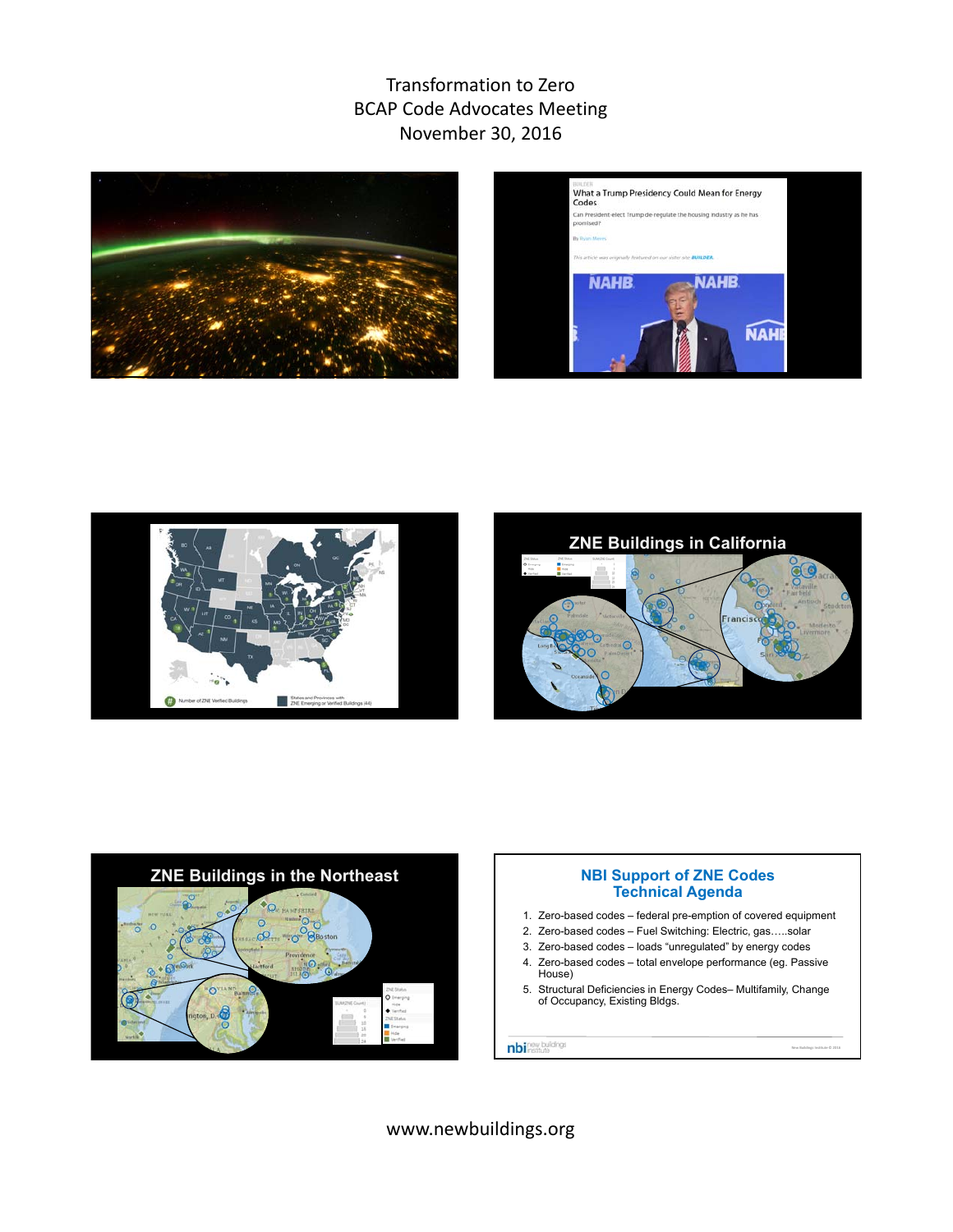Transformation to Zero
BCAP Code Advocates Meeting
November 30, 2016

What a Trump Presidency Could Mean for Energy Codes

Can President-elect Trump de-regulate the housing industry as he has promised?

## ZNE Buildings in California

## ZNE Buildings in the Northeast

## NBI Support of ZNE Codes Technical Agenda

1. Zero-based codes – federal pre-emption of covered equipment
2. Zero-based codes – Fuel Switching: Electric, gas…..solar
3. Zero-based codes – loads "unregulated" by energy codes
4. Zero-based codes – total envelope performance (eg. Passive House)
5. Structural Deficiencies in Energy Codes– Multifamily, Change of Occupancy, Existing Bldgs.

www.newbuildings.org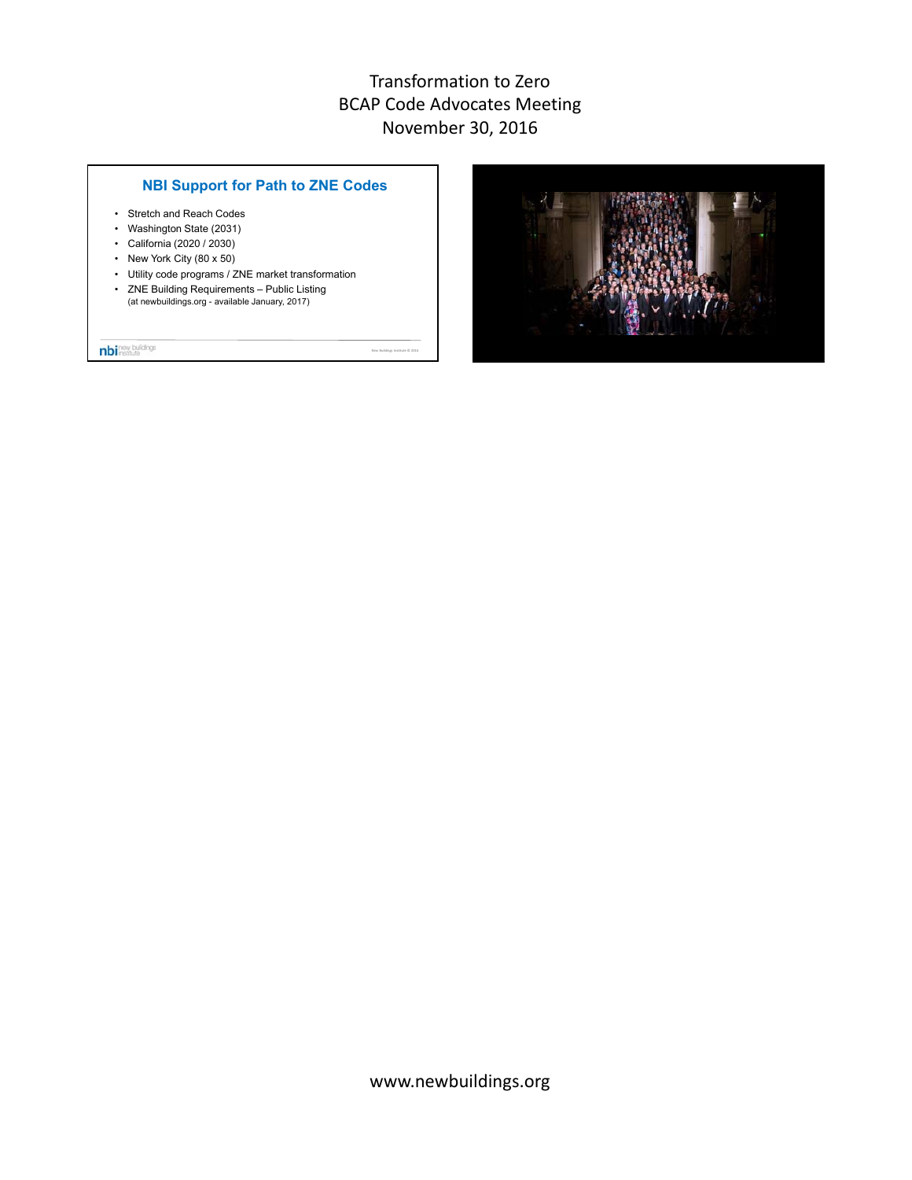Transformation to Zero
BCAP Code Advocates Meeting
November 30, 2016

## NBI Support for Path to ZNE Codes

- Stretch and Reach Codes
- Washington State (2031)
- California (2020 / 2030)
- New York City (80 x 50)
- Utility code programs / ZNE market transformation
- ZNE Building Requirements – Public Listing
  (at newbuildings.org - available January, 2017)

www.newbuildings.org